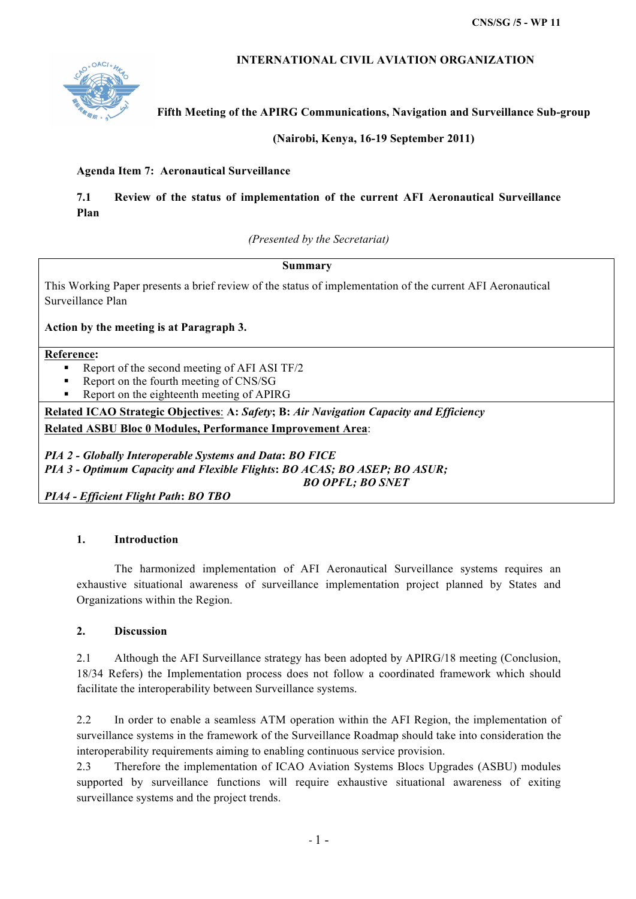CNS/SG /5 - WP 11

**INTERNATIONAL CIVIL AVIATION ORGANIZATION**

**Fifth Meeting of the APIRG Communications, Navigation and Surveillance Sub-group**

**(Nairobi, Kenya, 16-19 September 2011)**

**Agenda Item 7: Aeronautical Surveillance**

**7.1 Review of the status of implementation of the current AFI Aeronautical Surveillance Plan**

*(Presented by the Secretariat)*

**Summary**

This Working Paper presents a brief review of the status of implementation of the current AFI Aeronautical Surveillance Plan

**Action by the meeting is at Paragraph 3.**

**Reference:**

- Report of the second meeting of AFI ASI TF/2
- Report on the fourth meeting of CNS/SG
- Report on the eighteenth meeting of APIRG

**Related ICAO Strategic Objectives**: **A:** ***Safety***; **B:** ***Air Navigation Capacity and Efficiency***

**Related ASBU Bloc 0 Modules, Performance Improvement Area**:

***PIA 2 - Globally Interoperable Systems and Data*****:** ***BO FICE***
***PIA 3 - Optimum Capacity and Flexible Flights*****:** ***BO ACAS; BO ASEP; BO ASUR; BO OPFL; BO SNET***
***PIA4 - Efficient Flight Path*****:** ***BO TBO***

## 1. Introduction

The harmonized implementation of AFI Aeronautical Surveillance systems requires an exhaustive situational awareness of surveillance implementation project planned by States and Organizations within the Region.

## 2. Discussion

2.1 Although the AFI Surveillance strategy has been adopted by APIRG/18 meeting (Conclusion, 18/34 Refers) the Implementation process does not follow a coordinated framework which should facilitate the interoperability between Surveillance systems.

2.2 In order to enable a seamless ATM operation within the AFI Region, the implementation of surveillance systems in the framework of the Surveillance Roadmap should take into consideration the interoperability requirements aiming to enabling continuous service provision.

2.3 Therefore the implementation of ICAO Aviation Systems Blocs Upgrades (ASBU) modules supported by surveillance functions will require exhaustive situational awareness of exiting surveillance systems and the project trends.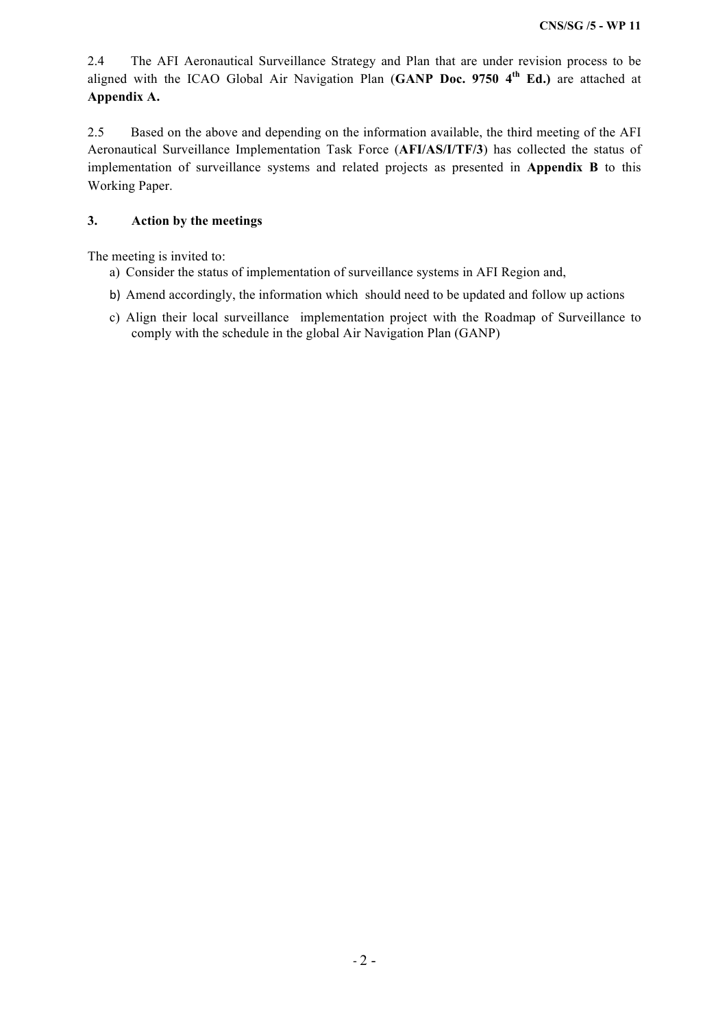2.4 The AFI Aeronautical Surveillance Strategy and Plan that are under revision process to be aligned with the ICAO Global Air Navigation Plan (**GANP Doc. 9750 4th Ed.)** are attached at **Appendix A.**

2.5 Based on the above and depending on the information available, the third meeting of the AFI Aeronautical Surveillance Implementation Task Force (**AFI/AS/I/TF/3**) has collected the status of implementation of surveillance systems and related projects as presented in **Appendix B** to this Working Paper.

### 3. Action by the meetings

The meeting is invited to:

a) Consider the status of implementation of surveillance systems in AFI Region and,

b) Amend accordingly, the information which should need to be updated and follow up actions

c) Align their local surveillance implementation project with the Roadmap of Surveillance to comply with the schedule in the global Air Navigation Plan (GANP)